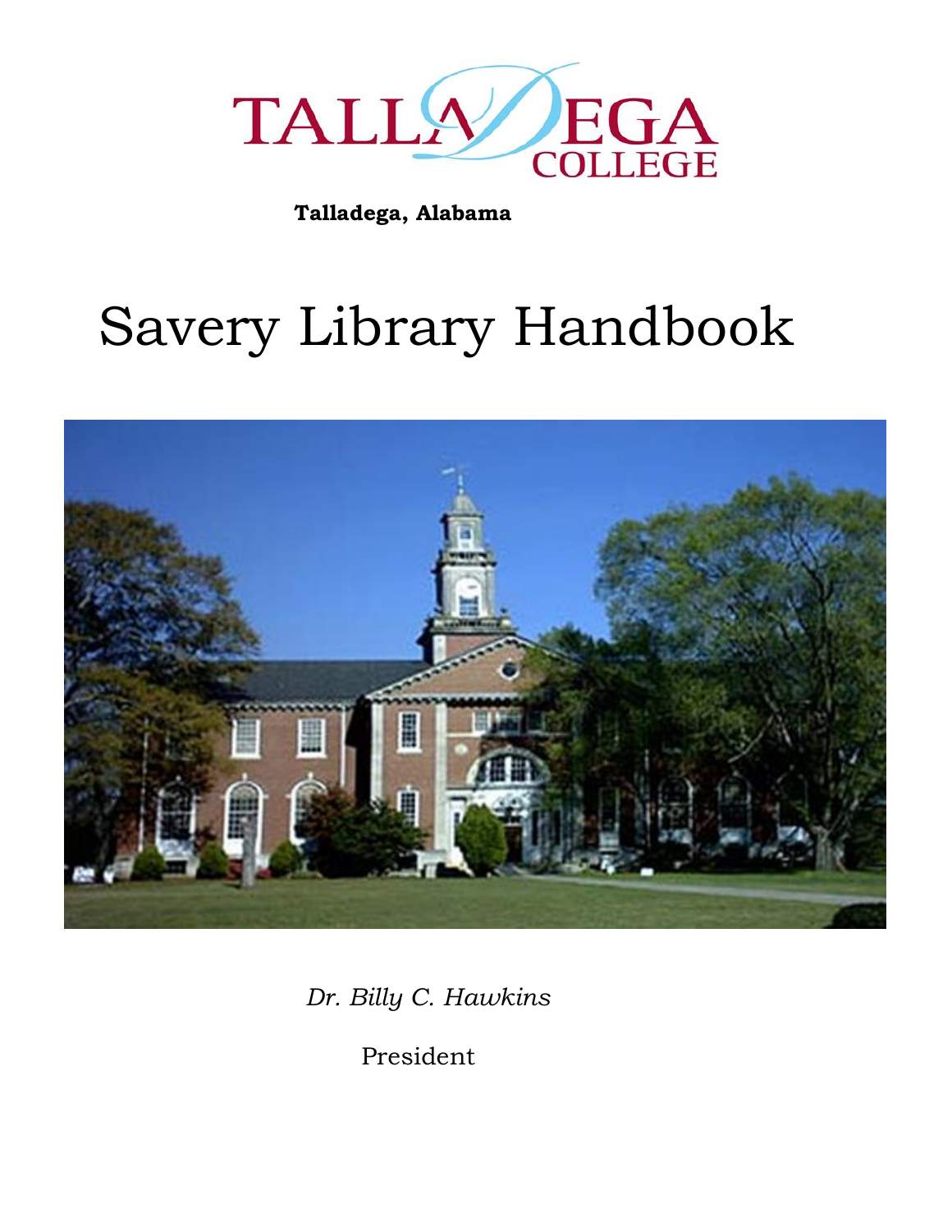TALLADEGA COLLEGE

**Talladega, Alabama**

# Savery Library Handbook

*Dr. Billy C. Hawkins*

President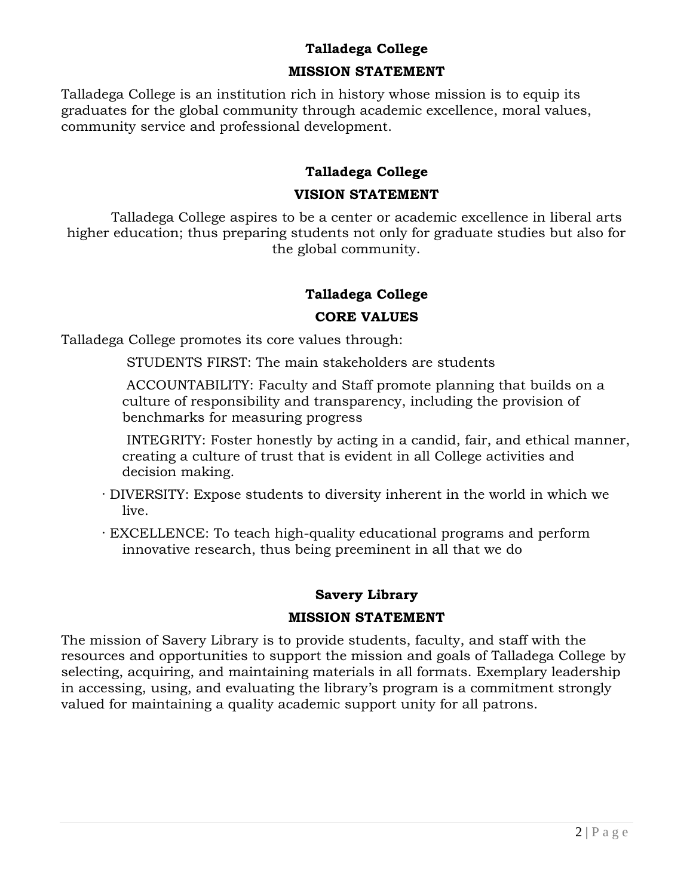## Talladega College

### MISSION STATEMENT

Talladega College is an institution rich in history whose mission is to equip its graduates for the global community through academic excellence, moral values, community service and professional development.

## Talladega College

### VISION STATEMENT

Talladega College aspires to be a center or academic excellence in liberal arts higher education; thus preparing students not only for graduate studies but also for the global community.

## Talladega College

### CORE VALUES

Talladega College promotes its core values through:

STUDENTS FIRST: The main stakeholders are students

ACCOUNTABILITY: Faculty and Staff promote planning that builds on a culture of responsibility and transparency, including the provision of benchmarks for measuring progress

INTEGRITY: Foster honestly by acting in a candid, fair, and ethical manner, creating a culture of trust that is evident in all College activities and decision making.

- DIVERSITY: Expose students to diversity inherent in the world in which we live.
- EXCELLENCE: To teach high-quality educational programs and perform innovative research, thus being preeminent in all that we do

## Savery Library

### MISSION STATEMENT

The mission of Savery Library is to provide students, faculty, and staff with the resources and opportunities to support the mission and goals of Talladega College by selecting, acquiring, and maintaining materials in all formats. Exemplary leadership in accessing, using, and evaluating the library's program is a commitment strongly valued for maintaining a quality academic support unity for all patrons.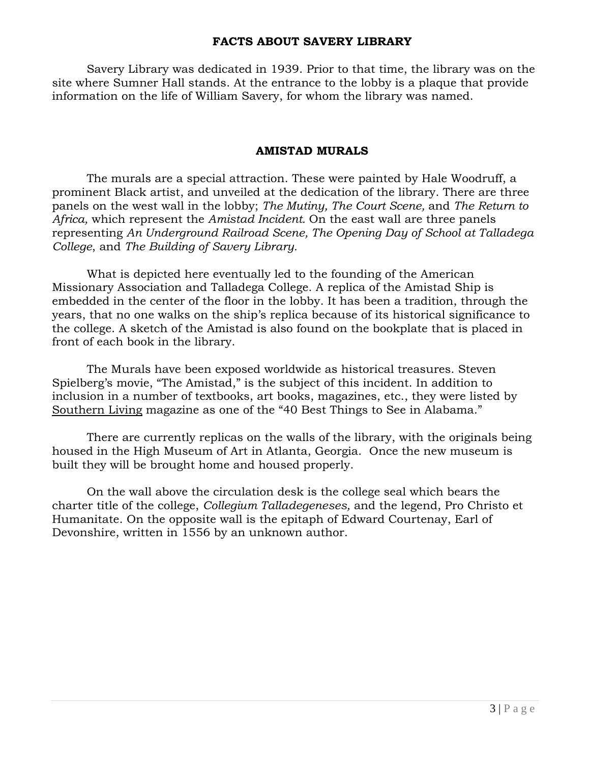## FACTS ABOUT SAVERY LIBRARY

Savery Library was dedicated in 1939. Prior to that time, the library was on the site where Sumner Hall stands. At the entrance to the lobby is a plaque that provide information on the life of William Savery, for whom the library was named.

## AMISTAD MURALS

The murals are a special attraction. These were painted by Hale Woodruff, a prominent Black artist, and unveiled at the dedication of the library. There are three panels on the west wall in the lobby; *The Mutiny, The Court Scene,* and *The Return to Africa,* which represent the *Amistad Incident.* On the east wall are three panels representing *An Underground Railroad Scene, The Opening Day of School at Talladega College*, and *The Building of Savery Library.*

What is depicted here eventually led to the founding of the American Missionary Association and Talladega College. A replica of the Amistad Ship is embedded in the center of the floor in the lobby. It has been a tradition, through the years, that no one walks on the ship's replica because of its historical significance to the college. A sketch of the Amistad is also found on the bookplate that is placed in front of each book in the library.

The Murals have been exposed worldwide as historical treasures. Steven Spielberg's movie, "The Amistad," is the subject of this incident. In addition to inclusion in a number of textbooks, art books, magazines, etc., they were listed by <u>Southern Living</u> magazine as one of the "40 Best Things to See in Alabama."

There are currently replicas on the walls of the library, with the originals being housed in the High Museum of Art in Atlanta, Georgia. Once the new museum is built they will be brought home and housed properly.

On the wall above the circulation desk is the college seal which bears the charter title of the college, *Collegium Talladegeneses,* and the legend, Pro Christo et Humanitate. On the opposite wall is the epitaph of Edward Courtenay, Earl of Devonshire, written in 1556 by an unknown author.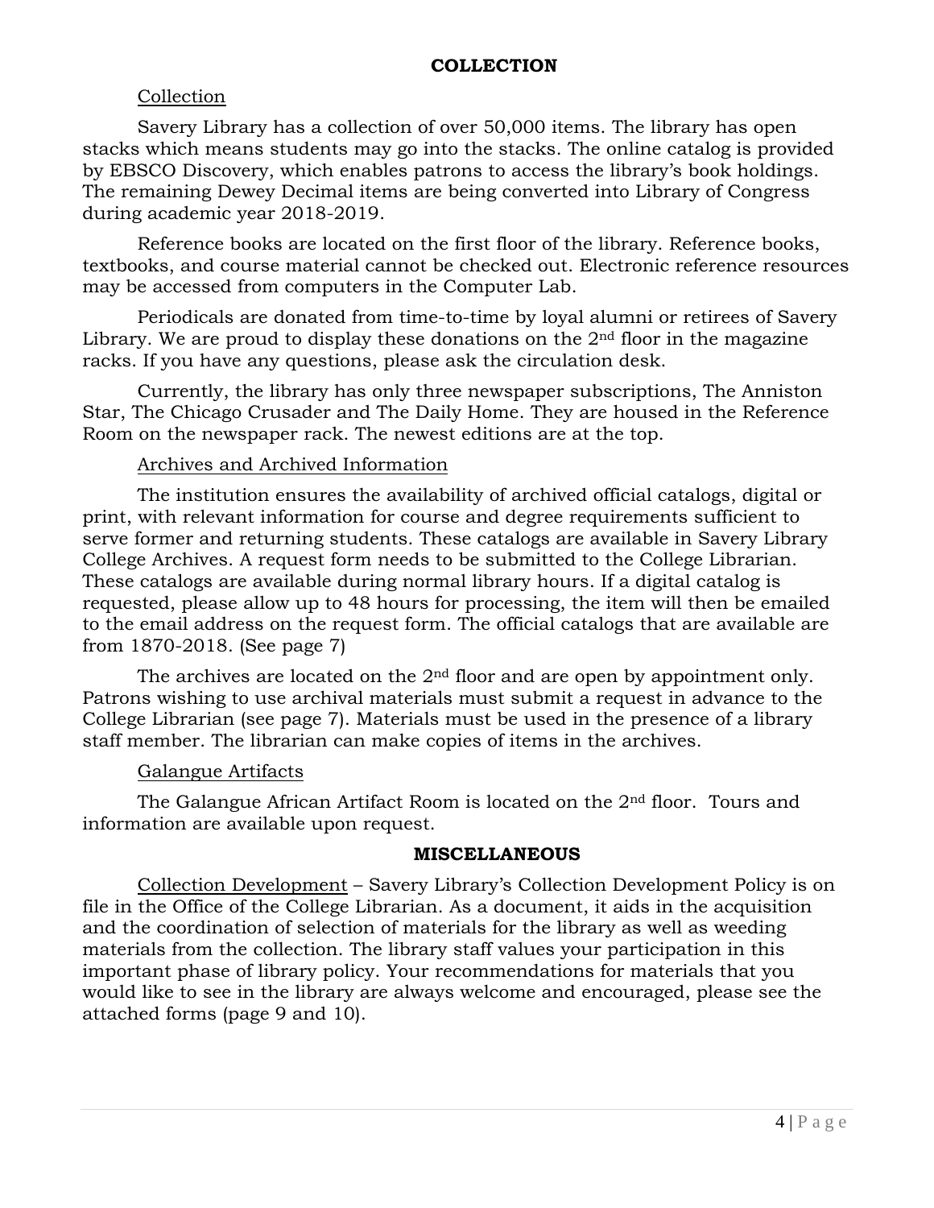## COLLECTION

Collection

Savery Library has a collection of over 50,000 items. The library has open stacks which means students may go into the stacks. The online catalog is provided by EBSCO Discovery, which enables patrons to access the library's book holdings. The remaining Dewey Decimal items are being converted into Library of Congress during academic year 2018-2019.

Reference books are located on the first floor of the library. Reference books, textbooks, and course material cannot be checked out. Electronic reference resources may be accessed from computers in the Computer Lab.

Periodicals are donated from time-to-time by loyal alumni or retirees of Savery Library. We are proud to display these donations on the 2nd floor in the magazine racks. If you have any questions, please ask the circulation desk.

Currently, the library has only three newspaper subscriptions, The Anniston Star, The Chicago Crusader and The Daily Home. They are housed in the Reference Room on the newspaper rack. The newest editions are at the top.

Archives and Archived Information

The institution ensures the availability of archived official catalogs, digital or print, with relevant information for course and degree requirements sufficient to serve former and returning students. These catalogs are available in Savery Library College Archives. A request form needs to be submitted to the College Librarian. These catalogs are available during normal library hours. If a digital catalog is requested, please allow up to 48 hours for processing, the item will then be emailed to the email address on the request form. The official catalogs that are available are from 1870-2018. (See page 7)

The archives are located on the 2nd floor and are open by appointment only. Patrons wishing to use archival materials must submit a request in advance to the College Librarian (see page 7). Materials must be used in the presence of a library staff member. The librarian can make copies of items in the archives.

Galangue Artifacts

The Galangue African Artifact Room is located on the 2nd floor. Tours and information are available upon request.

## MISCELLANEOUS

Collection Development – Savery Library's Collection Development Policy is on file in the Office of the College Librarian. As a document, it aids in the acquisition and the coordination of selection of materials for the library as well as weeding materials from the collection. The library staff values your participation in this important phase of library policy. Your recommendations for materials that you would like to see in the library are always welcome and encouraged, please see the attached forms (page 9 and 10).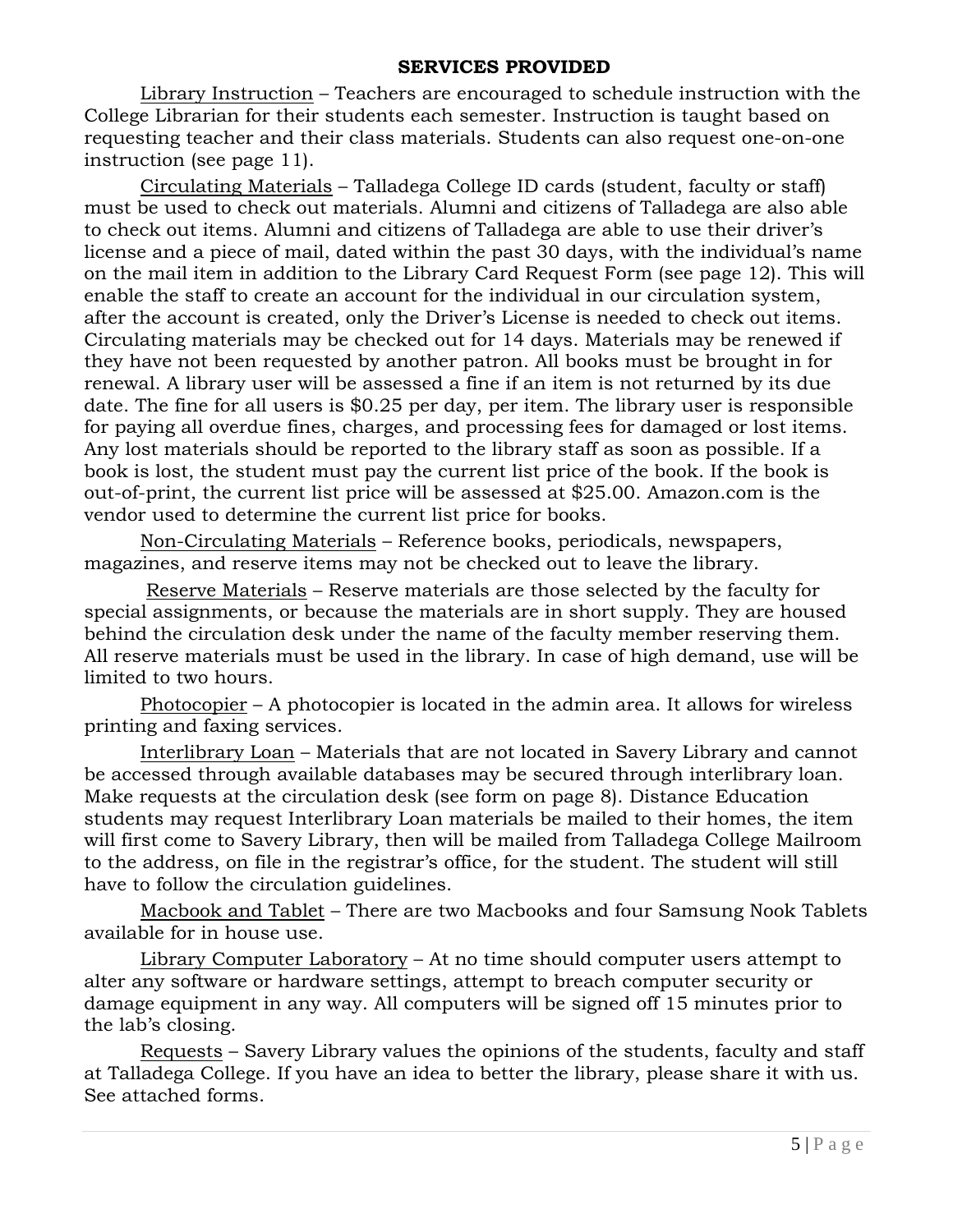## SERVICES PROVIDED

Library Instruction – Teachers are encouraged to schedule instruction with the College Librarian for their students each semester. Instruction is taught based on requesting teacher and their class materials. Students can also request one-on-one instruction (see page 11).

Circulating Materials – Talladega College ID cards (student, faculty or staff) must be used to check out materials. Alumni and citizens of Talladega are also able to check out items. Alumni and citizens of Talladega are able to use their driver's license and a piece of mail, dated within the past 30 days, with the individual's name on the mail item in addition to the Library Card Request Form (see page 12). This will enable the staff to create an account for the individual in our circulation system, after the account is created, only the Driver's License is needed to check out items. Circulating materials may be checked out for 14 days. Materials may be renewed if they have not been requested by another patron. All books must be brought in for renewal. A library user will be assessed a fine if an item is not returned by its due date. The fine for all users is $0.25 per day, per item. The library user is responsible for paying all overdue fines, charges, and processing fees for damaged or lost items. Any lost materials should be reported to the library staff as soon as possible. If a book is lost, the student must pay the current list price of the book. If the book is out-of-print, the current list price will be assessed at $25.00. Amazon.com is the vendor used to determine the current list price for books.

Non-Circulating Materials – Reference books, periodicals, newspapers, magazines, and reserve items may not be checked out to leave the library.

Reserve Materials – Reserve materials are those selected by the faculty for special assignments, or because the materials are in short supply. They are housed behind the circulation desk under the name of the faculty member reserving them. All reserve materials must be used in the library. In case of high demand, use will be limited to two hours.

Photocopier – A photocopier is located in the admin area. It allows for wireless printing and faxing services.

Interlibrary Loan – Materials that are not located in Savery Library and cannot be accessed through available databases may be secured through interlibrary loan. Make requests at the circulation desk (see form on page 8). Distance Education students may request Interlibrary Loan materials be mailed to their homes, the item will first come to Savery Library, then will be mailed from Talladega College Mailroom to the address, on file in the registrar's office, for the student. The student will still have to follow the circulation guidelines.

Macbook and Tablet – There are two Macbooks and four Samsung Nook Tablets available for in house use.

Library Computer Laboratory – At no time should computer users attempt to alter any software or hardware settings, attempt to breach computer security or damage equipment in any way. All computers will be signed off 15 minutes prior to the lab's closing.

Requests – Savery Library values the opinions of the students, faculty and staff at Talladega College. If you have an idea to better the library, please share it with us. See attached forms.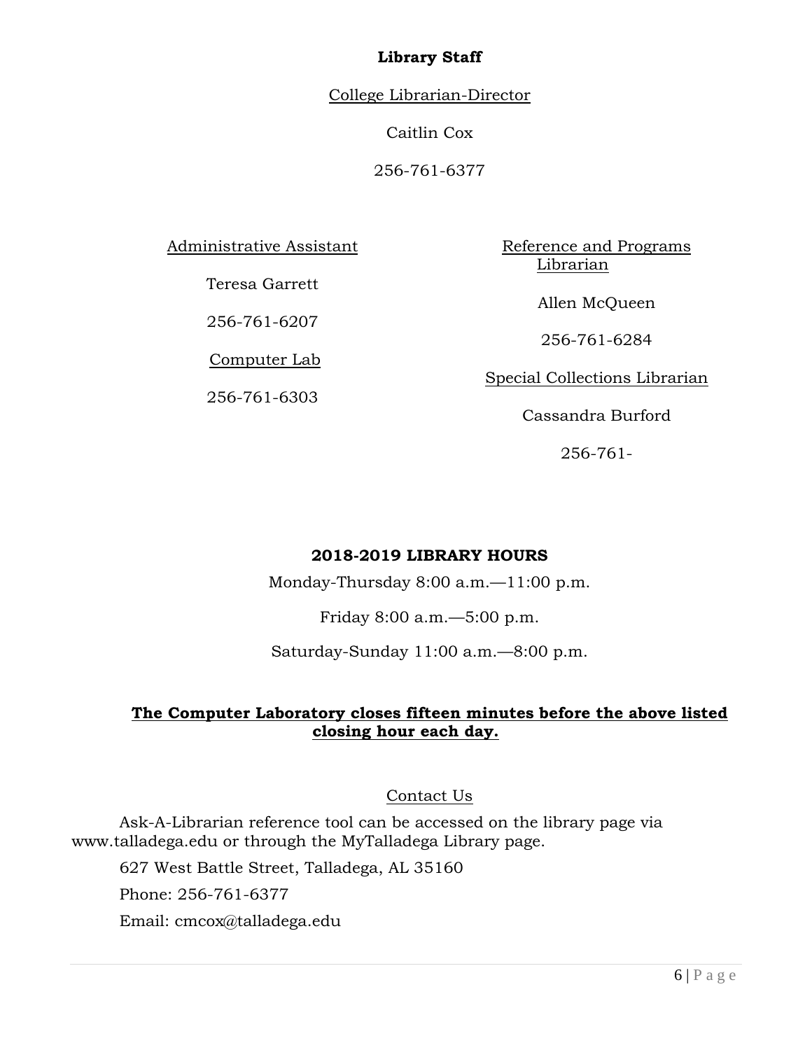## Library Staff

College Librarian-Director

Caitlin Cox

256-761-6377

Administrative Assistant

Teresa Garrett

256-761-6207

Computer Lab

256-761-6303

Reference and Programs Librarian

Allen McQueen

256-761-6284

Special Collections Librarian

Cassandra Burford

256-761-

## 2018-2019 LIBRARY HOURS

Monday-Thursday 8:00 a.m.—11:00 p.m.

Friday 8:00 a.m.—5:00 p.m.

Saturday-Sunday 11:00 a.m.—8:00 p.m.

**The Computer Laboratory closes fifteen minutes before the above listed closing hour each day.**

Contact Us

Ask-A-Librarian reference tool can be accessed on the library page via www.talladega.edu or through the MyTalladega Library page.

627 West Battle Street, Talladega, AL 35160

Phone: 256-761-6377

Email: cmcox@talladega.edu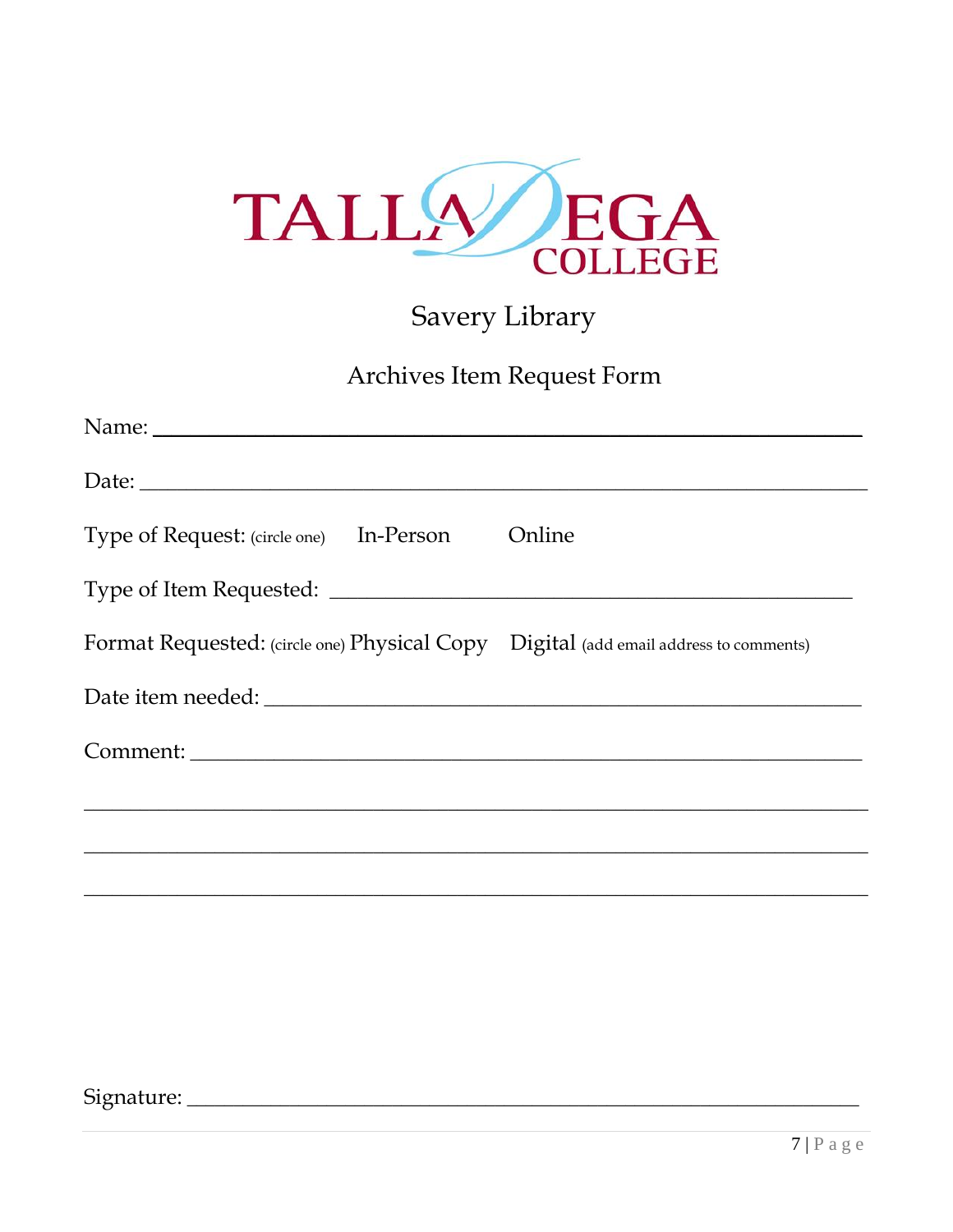TALLADEGA COLLEGE

# Savery Library

## Archives Item Request Form

Name: ______________________________________________

Date: ______________________________________________

Type of Request: (circle one) In-Person Online

Type of Item Requested: ______________________________________________

Format Requested: (circle one) Physical Copy Digital (add email address to comments)

Date item needed: ______________________________________________

Comment: ______________________________________________

______________________________________________

______________________________________________

______________________________________________

Signature: ______________________________________________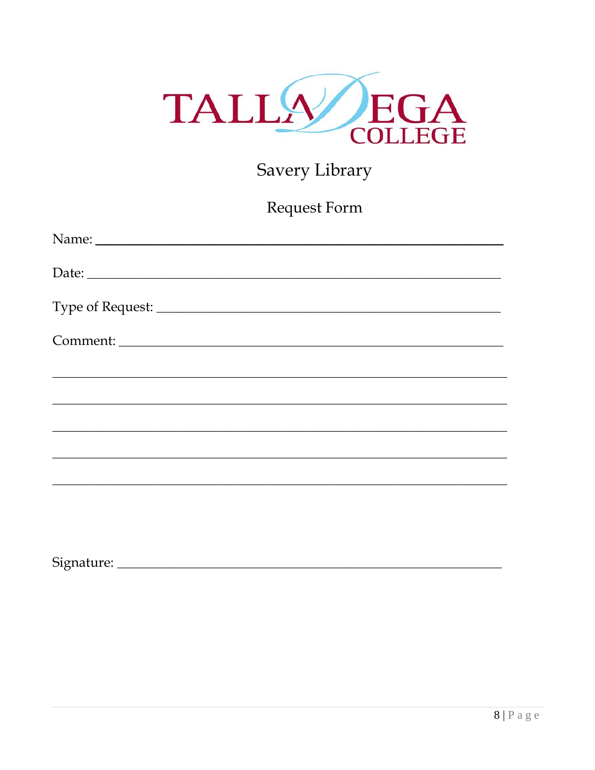TALLADEGA COLLEGE

## Savery Library

### Request Form

Name: ____________________________________________________________

Date: _____________________________________________________________

Type of Request: ___________________________________________________

Comment: _________________________________________________________

___________________________________________________________________

___________________________________________________________________

___________________________________________________________________

___________________________________________________________________

___________________________________________________________________

Signature: _________________________________________________________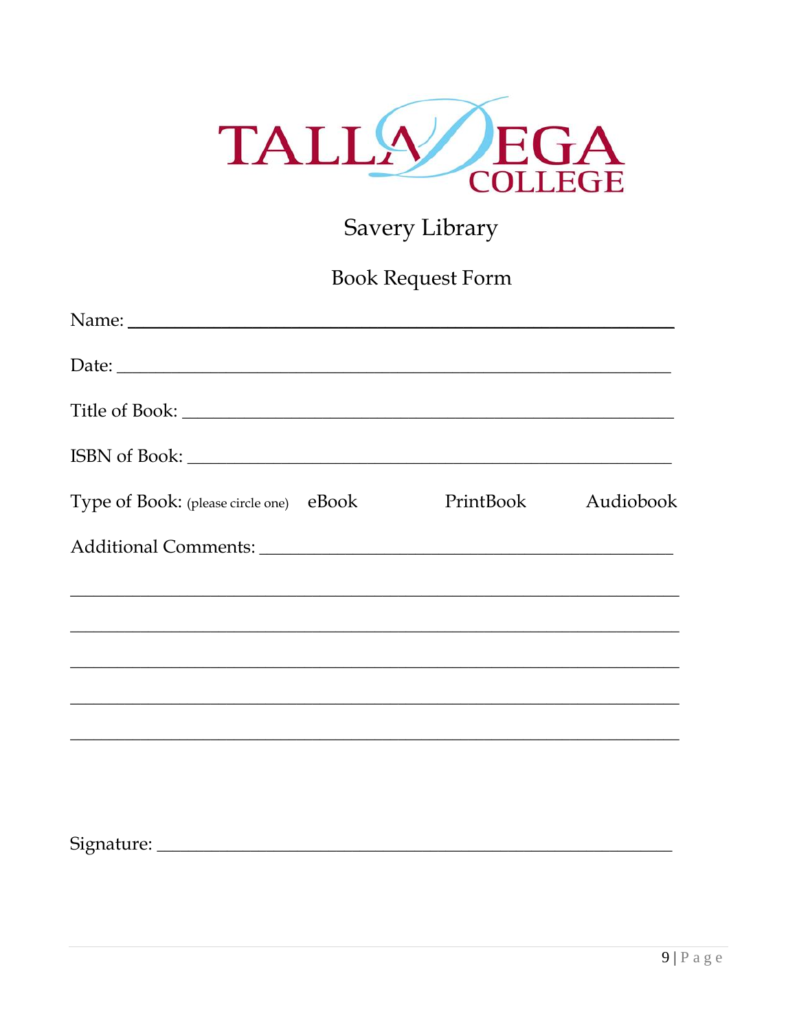TALLADEGA COLLEGE

# Savery Library

## Book Request Form

Name: ____________________________________________________________

Date: ____________________________________________________________

Title of Book: _____________________________________________________

ISBN of Book: _____________________________________________________

Type of Book: (please circle one)   eBook   PrintBook   Audiobook

Additional Comments: _______________________________________________

_________________________________________________________________

_________________________________________________________________

_________________________________________________________________

_________________________________________________________________

_________________________________________________________________

Signature: ________________________________________________________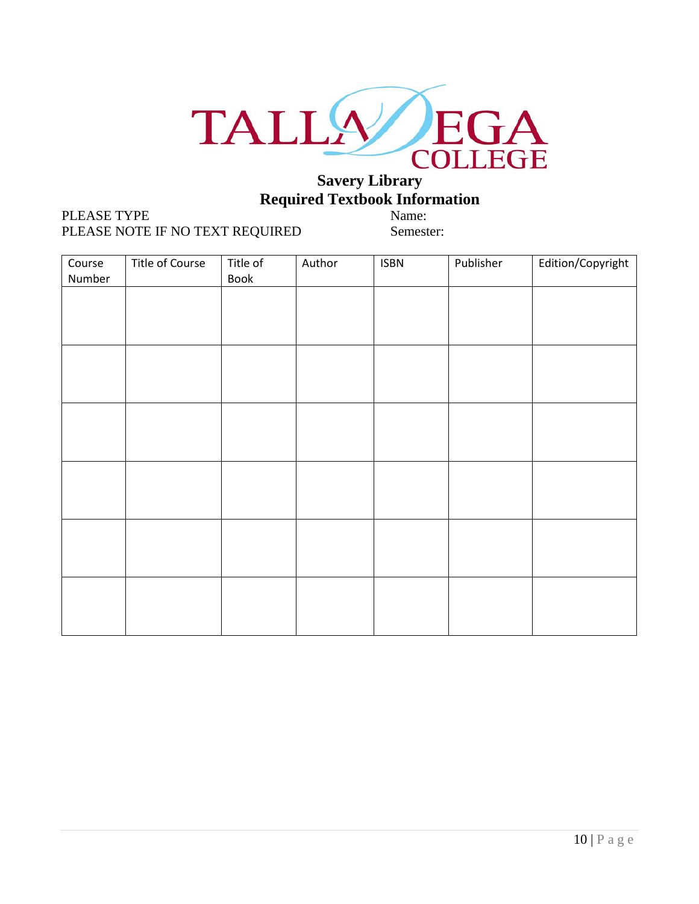# TALLADEGA COLLEGE

## Savery Library

## Required Textbook Information

PLEASE TYPE
PLEASE NOTE IF NO TEXT REQUIRED

Name:
Semester:

| Course Number | Title of Course | Title of Book | Author | ISBN | Publisher | Edition/Copyright |
|---|---|---|---|---|---|---|
| | | | | | | |
| | | | | | | |
| | | | | | | |
| | | | | | | |
| | | | | | | |
| | | | | | | |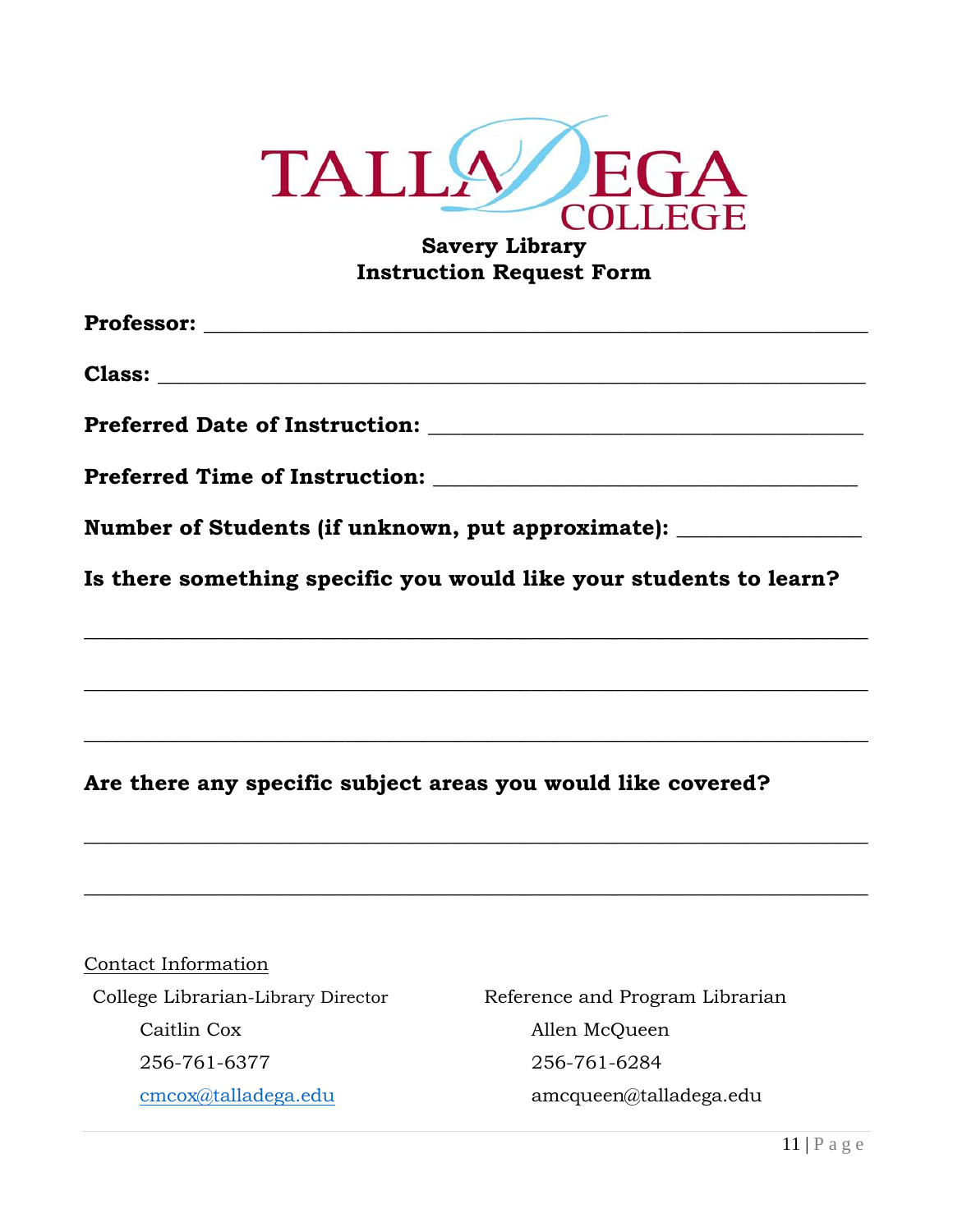TALLADEGA COLLEGE

## Savery Library
## Instruction Request Form

**Professor:** ______________________________________________

**Class:** ______________________________________________

**Preferred Date of Instruction:** ______________________________

**Preferred Time of Instruction:** ______________________________

**Number of Students (if unknown, put approximate):** ____________

**Is there something specific you would like your students to learn?**

______________________________________________________________

______________________________________________________________

______________________________________________________________

**Are there any specific subject areas you would like covered?**

______________________________________________________________

______________________________________________________________

Contact Information

College Librarian-Library Director
Caitlin Cox
256-761-6377
cmcox@talladega.edu

Reference and Program Librarian
Allen McQueen
256-761-6284
amcqueen@talladega.edu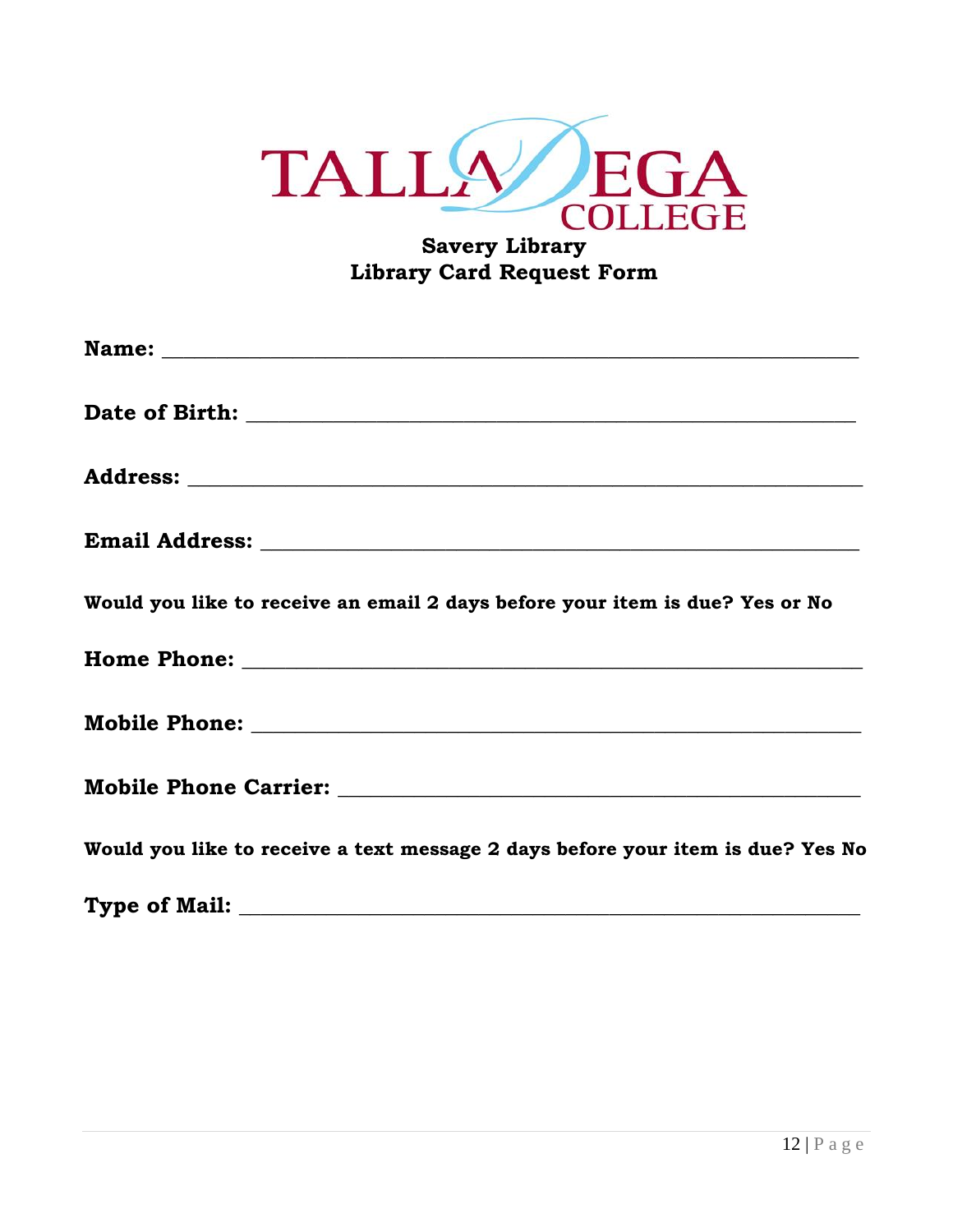TALLADEGA COLLEGE

**Savery Library**
**Library Card Request Form**

**Name:** ________________________________________________

**Date of Birth:** ____________________________________________

**Address:** ______________________________________________

**Email Address:** ___________________________________________

**Would you like to receive an email 2 days before your item is due? Yes or No**

**Home Phone:** ____________________________________________

**Mobile Phone:** ___________________________________________

**Mobile Phone Carrier:** _____________________________________

**Would you like to receive a text message 2 days before your item is due? Yes No**

**Type of Mail:** ____________________________________________